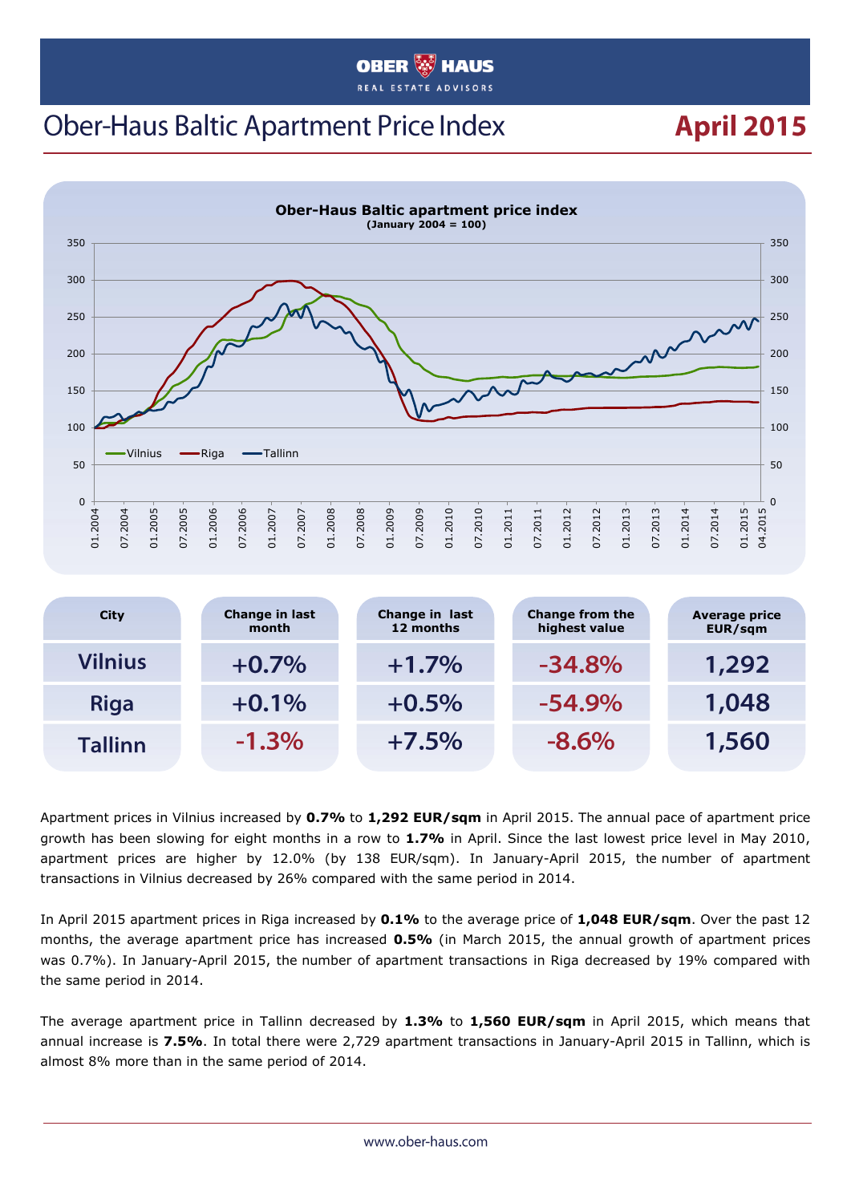# Ober-Haus Baltic Apartment Price Index

**April 2015**

**Ober-Haus Baltic apartment price index**
**(January 2004 = 100)**

| City | Change in last month | Change in last 12 months | Change from the highest value | Average price EUR/sqm |
|---|---|---|---|---|
| Vilnius | +0.7% | +1.7% | -34.8% | 1,292 |
| Riga | +0.1% | +0.5% | -54.9% | 1,048 |
| Tallinn | -1.3% | +7.5% | -8.6% | 1,560 |

Apartment prices in Vilnius increased by **0.7%** to **1,292 EUR/sqm** in April 2015. The annual pace of apartment price growth has been slowing for eight months in a row to **1.7%** in April. Since the last lowest price level in May 2010, apartment prices are higher by 12.0% (by 138 EUR/sqm). In January-April 2015, the number of apartment transactions in Vilnius decreased by 26% compared with the same period in 2014.

In April 2015 apartment prices in Riga increased by **0.1%** to the average price of **1,048 EUR/sqm**. Over the past 12 months, the average apartment price has increased **0.5%** (in March 2015, the annual growth of apartment prices was 0.7%). In January-April 2015, the number of apartment transactions in Riga decreased by 19% compared with the same period in 2014.

The average apartment price in Tallinn decreased by **1.3%** to **1,560 EUR/sqm** in April 2015, which means that annual increase is **7.5%**. In total there were 2,729 apartment transactions in January-April 2015 in Tallinn, which is almost 8% more than in the same period of 2014.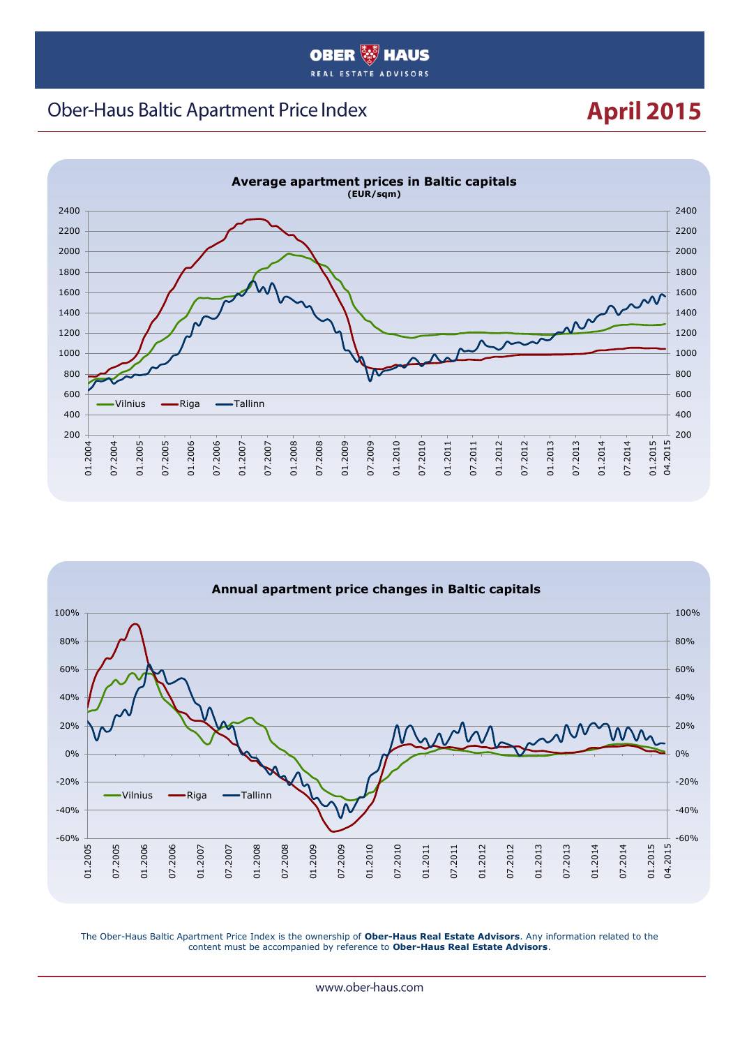OBER HAUS

REAL ESTATE ADVISORS

# Ober-Haus Baltic Apartment Price Index

# April 2015

**Average apartment prices in Baltic capitals**
**(EUR/sqm)**

2400
2200
2000
1800
1600
1400
1200
1000
800
600
400
200

Vilnius
Riga
Tallinn

01.2004 07.2004 01.2005 07.2005 01.2006 07.2006 01.2007 07.2007 01.2008 07.2008 01.2009 07.2009 01.2010 07.2010 01.2011 07.2011 01.2012 07.2012 01.2013 07.2013 01.2014 07.2014 01.2015 04.2015

**Annual apartment price changes in Baltic capitals**

100%
80%
60%
40%
20%
0%
-20%
-40%
-60%

Vilnius
Riga
Tallinn

01.2005 07.2005 01.2006 07.2006 01.2007 07.2007 01.2008 07.2008 01.2009 07.2009 01.2010 07.2010 01.2011 07.2011 01.2012 07.2012 01.2013 07.2013 01.2014 07.2014 01.2015 04.2015

The Ober-Haus Baltic Apartment Price Index is the ownership of **Ober-Haus Real Estate Advisors**. Any information related to the content must be accompanied by reference to **Ober-Haus Real Estate Advisors**.

www.ober-haus.com